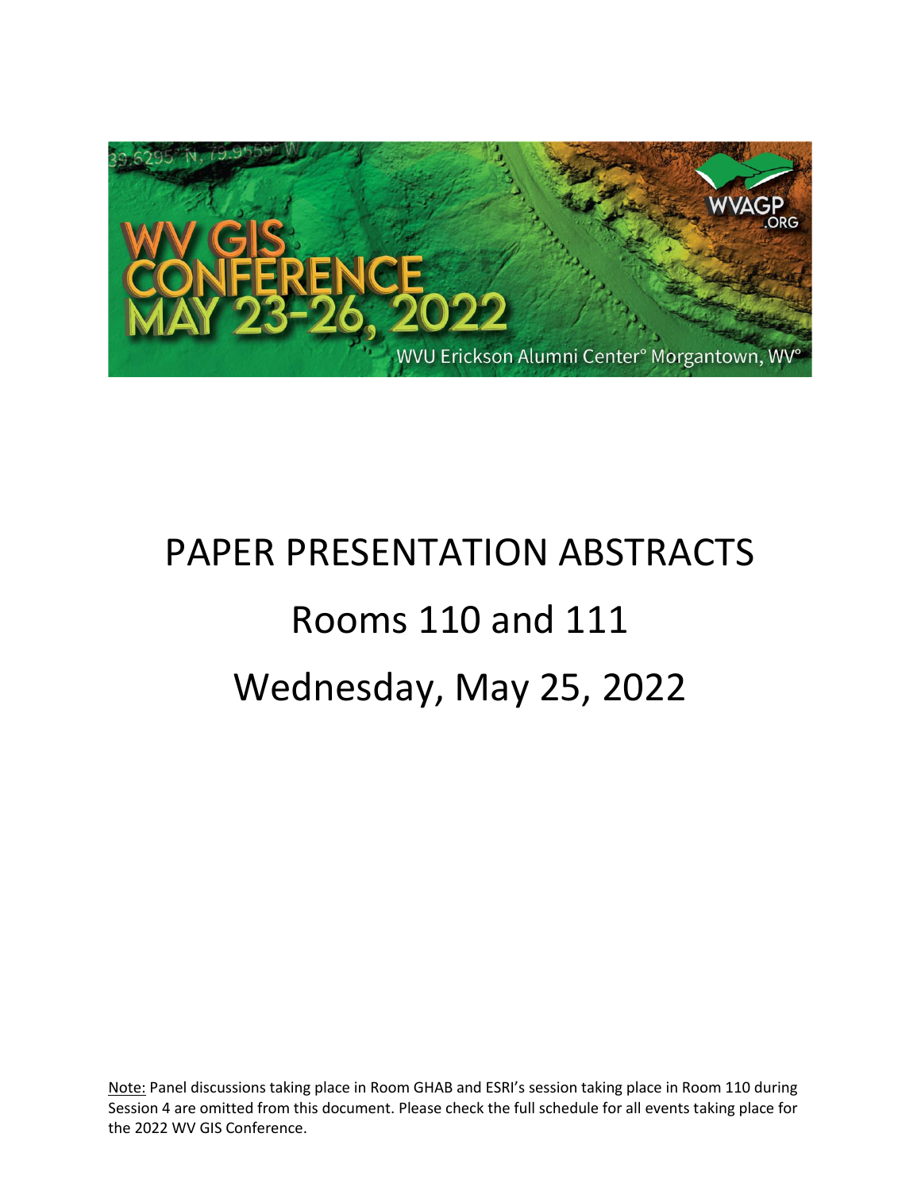39.6295° N, 79.9559° W

WVAGP .ORG

WV GIS CONFERENCE MAY 23-26, 2022

WVU Erickson Alumni Center° Morgantown, WV°

# PAPER PRESENTATION ABSTRACTS

# Rooms 110 and 111

# Wednesday, May 25, 2022

Note: Panel discussions taking place in Room GHAB and ESRI's session taking place in Room 110 during Session 4 are omitted from this document. Please check the full schedule for all events taking place for the 2022 WV GIS Conference.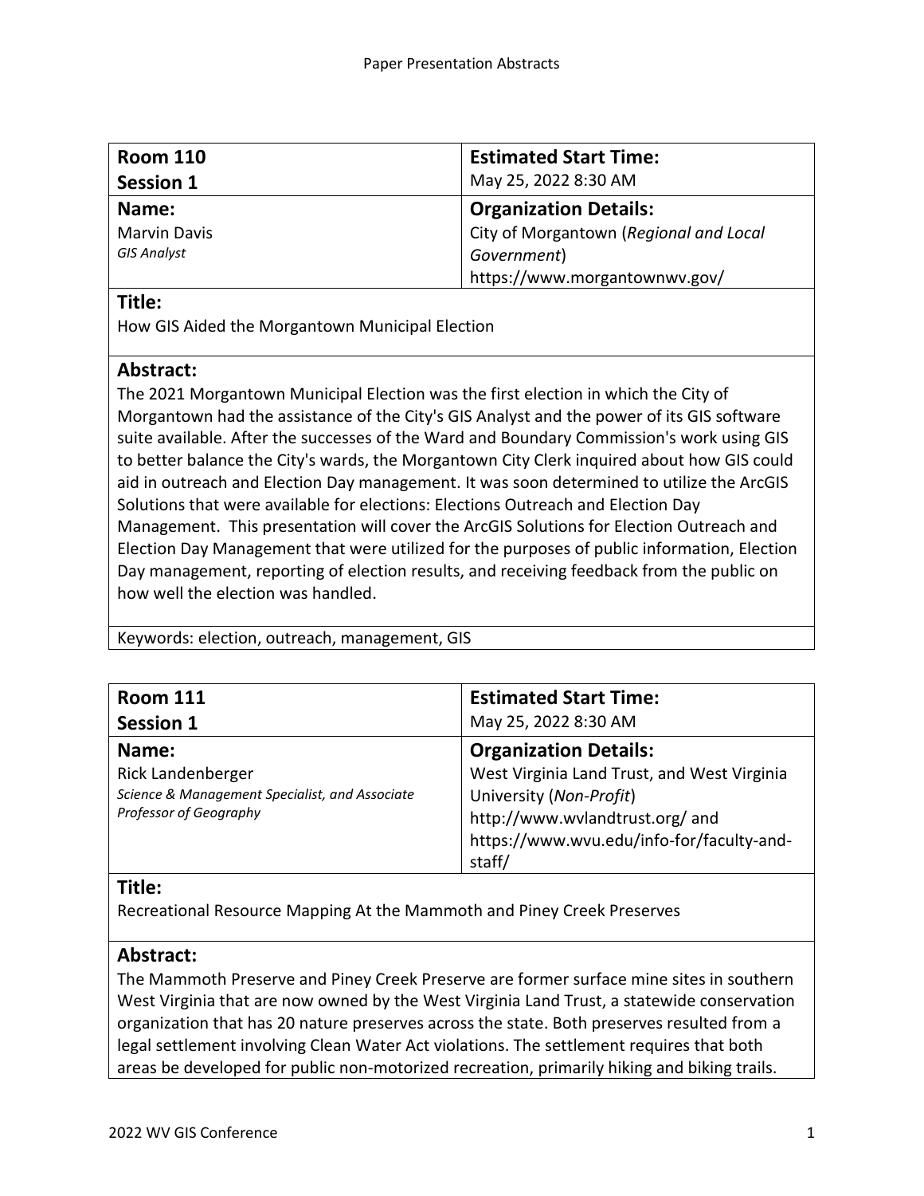| **Room 110**<br>**Session 1** | **Estimated Start Time:**<br>May 25, 2022 8:30 AM |
|---|---|
| **Name:**<br>Marvin Davis<br>*GIS Analyst* | **Organization Details:**<br>City of Morgantown (*Regional and Local Government*)<br>https://www.morgantownwv.gov/ |

**Title:**

How GIS Aided the Morgantown Municipal Election

**Abstract:**

The 2021 Morgantown Municipal Election was the first election in which the City of Morgantown had the assistance of the City's GIS Analyst and the power of its GIS software suite available. After the successes of the Ward and Boundary Commission's work using GIS to better balance the City's wards, the Morgantown City Clerk inquired about how GIS could aid in outreach and Election Day management. It was soon determined to utilize the ArcGIS Solutions that were available for elections: Elections Outreach and Election Day Management. This presentation will cover the ArcGIS Solutions for Election Outreach and Election Day Management that were utilized for the purposes of public information, Election Day management, reporting of election results, and receiving feedback from the public on how well the election was handled.

Keywords: election, outreach, management, GIS

| **Room 111**<br>**Session 1** | **Estimated Start Time:**<br>May 25, 2022 8:30 AM |
|---|---|
| **Name:**<br>Rick Landenberger<br>*Science & Management Specialist, and Associate Professor of Geography* | **Organization Details:**<br>West Virginia Land Trust, and West Virginia University (*Non-Profit*)<br>http://www.wvlandtrust.org/ and https://www.wvu.edu/info-for/faculty-and-staff/ |

**Title:**

Recreational Resource Mapping At the Mammoth and Piney Creek Preserves

**Abstract:**

The Mammoth Preserve and Piney Creek Preserve are former surface mine sites in southern West Virginia that are now owned by the West Virginia Land Trust, a statewide conservation organization that has 20 nature preserves across the state. Both preserves resulted from a legal settlement involving Clean Water Act violations. The settlement requires that both areas be developed for public non-motorized recreation, primarily hiking and biking trails.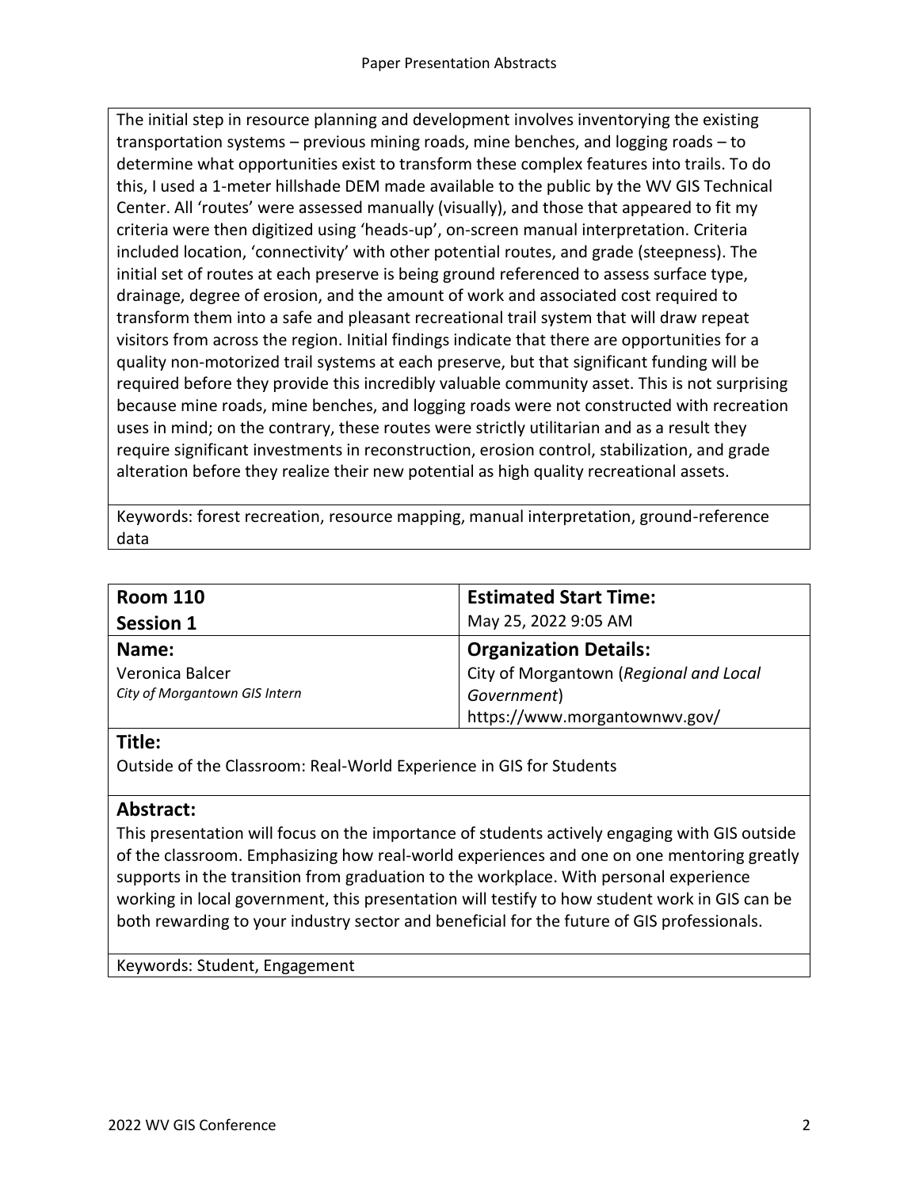The initial step in resource planning and development involves inventorying the existing transportation systems – previous mining roads, mine benches, and logging roads – to determine what opportunities exist to transform these complex features into trails. To do this, I used a 1-meter hillshade DEM made available to the public by the WV GIS Technical Center. All 'routes' were assessed manually (visually), and those that appeared to fit my criteria were then digitized using 'heads-up', on-screen manual interpretation. Criteria included location, 'connectivity' with other potential routes, and grade (steepness). The initial set of routes at each preserve is being ground referenced to assess surface type, drainage, degree of erosion, and the amount of work and associated cost required to transform them into a safe and pleasant recreational trail system that will draw repeat visitors from across the region. Initial findings indicate that there are opportunities for a quality non-motorized trail systems at each preserve, but that significant funding will be required before they provide this incredibly valuable community asset. This is not surprising because mine roads, mine benches, and logging roads were not constructed with recreation uses in mind; on the contrary, these routes were strictly utilitarian and as a result they require significant investments in reconstruction, erosion control, stabilization, and grade alteration before they realize their new potential as high quality recreational assets.

Keywords: forest recreation, resource mapping, manual interpretation, ground-reference data

| **Room 110**<br>**Session 1** | **Estimated Start Time:**<br>May 25, 2022 9:05 AM |
| --- | --- |
| **Name:**<br>Veronica Balcer<br>*City of Morgantown GIS Intern* | **Organization Details:**<br>City of Morgantown (*Regional and Local Government*)<br>https://www.morgantownwv.gov/ |

**Title:**

Outside of the Classroom: Real-World Experience in GIS for Students

**Abstract:**

This presentation will focus on the importance of students actively engaging with GIS outside of the classroom. Emphasizing how real-world experiences and one on one mentoring greatly supports in the transition from graduation to the workplace. With personal experience working in local government, this presentation will testify to how student work in GIS can be both rewarding to your industry sector and beneficial for the future of GIS professionals.

Keywords: Student, Engagement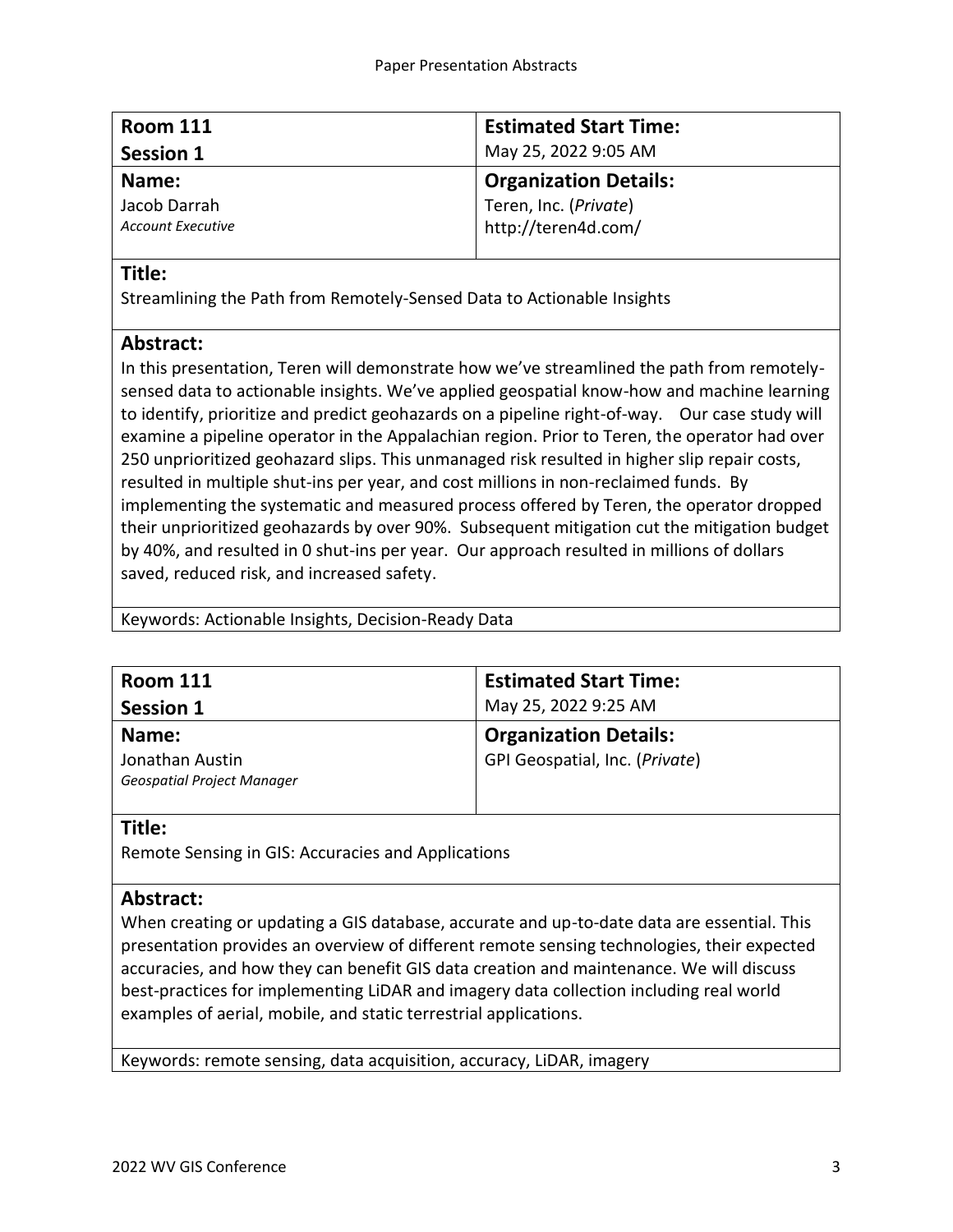| **Room 111**<br>**Session 1** | **Estimated Start Time:**<br>May 25, 2022 9:05 AM |
| --- | --- |
| **Name:**<br>Jacob Darrah<br>*Account Executive* | **Organization Details:**<br>Teren, Inc. (*Private*)<br>http://teren4d.com/ |

**Title:**

Streamlining the Path from Remotely-Sensed Data to Actionable Insights

**Abstract:**

In this presentation, Teren will demonstrate how we've streamlined the path from remotely-sensed data to actionable insights. We've applied geospatial know-how and machine learning to identify, prioritize and predict geohazards on a pipeline right-of-way. Our case study will examine a pipeline operator in the Appalachian region. Prior to Teren, the operator had over 250 unprioritized geohazard slips. This unmanaged risk resulted in higher slip repair costs, resulted in multiple shut-ins per year, and cost millions in non-reclaimed funds. By implementing the systematic and measured process offered by Teren, the operator dropped their unprioritized geohazards by over 90%. Subsequent mitigation cut the mitigation budget by 40%, and resulted in 0 shut-ins per year. Our approach resulted in millions of dollars saved, reduced risk, and increased safety.

Keywords: Actionable Insights, Decision-Ready Data

| **Room 111**<br>**Session 1** | **Estimated Start Time:**<br>May 25, 2022 9:25 AM |
| --- | --- |
| **Name:**<br>Jonathan Austin<br>*Geospatial Project Manager* | **Organization Details:**<br>GPI Geospatial, Inc. (*Private*) |

**Title:**

Remote Sensing in GIS: Accuracies and Applications

**Abstract:**

When creating or updating a GIS database, accurate and up-to-date data are essential. This presentation provides an overview of different remote sensing technologies, their expected accuracies, and how they can benefit GIS data creation and maintenance. We will discuss best-practices for implementing LiDAR and imagery data collection including real world examples of aerial, mobile, and static terrestrial applications.

Keywords: remote sensing, data acquisition, accuracy, LiDAR, imagery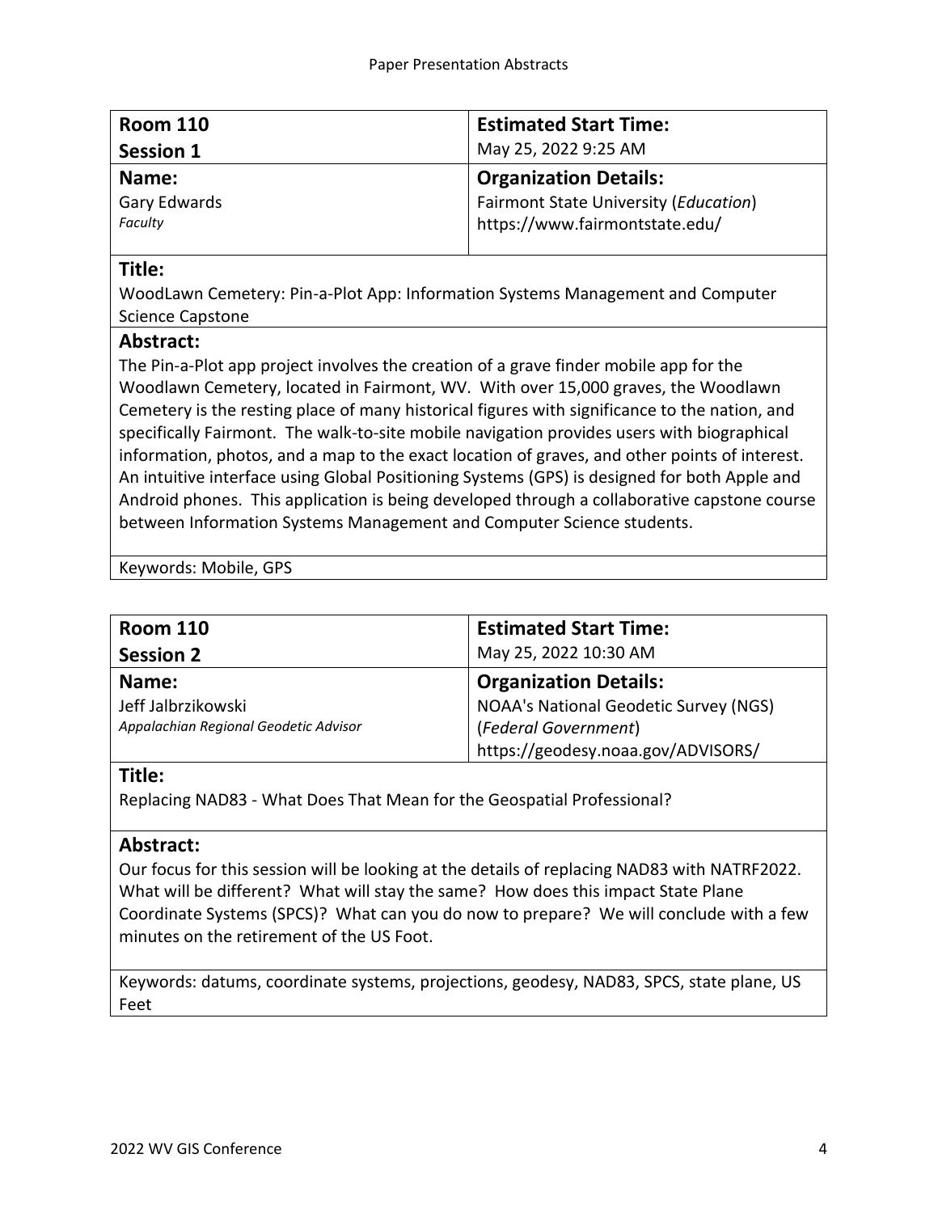| **Room 110**<br>**Session 1** | **Estimated Start Time:**<br>May 25, 2022 9:25 AM |
|---|---|
| **Name:**<br>Gary Edwards<br>*Faculty* | **Organization Details:**<br>Fairmont State University (*Education*)<br>https://www.fairmontstate.edu/ |

**Title:**

WoodLawn Cemetery: Pin-a-Plot App: Information Systems Management and Computer Science Capstone

**Abstract:**

The Pin-a-Plot app project involves the creation of a grave finder mobile app for the Woodlawn Cemetery, located in Fairmont, WV. With over 15,000 graves, the Woodlawn Cemetery is the resting place of many historical figures with significance to the nation, and specifically Fairmont. The walk-to-site mobile navigation provides users with biographical information, photos, and a map to the exact location of graves, and other points of interest. An intuitive interface using Global Positioning Systems (GPS) is designed for both Apple and Android phones. This application is being developed through a collaborative capstone course between Information Systems Management and Computer Science students.

Keywords: Mobile, GPS

| **Room 110**<br>**Session 2** | **Estimated Start Time:**<br>May 25, 2022 10:30 AM |
|---|---|
| **Name:**<br>Jeff Jalbrzikowski<br>*Appalachian Regional Geodetic Advisor* | **Organization Details:**<br>NOAA's National Geodetic Survey (NGS)<br>(*Federal Government*)<br>https://geodesy.noaa.gov/ADVISORS/ |

**Title:**

Replacing NAD83 - What Does That Mean for the Geospatial Professional?

**Abstract:**

Our focus for this session will be looking at the details of replacing NAD83 with NATRF2022. What will be different? What will stay the same? How does this impact State Plane Coordinate Systems (SPCS)? What can you do now to prepare? We will conclude with a few minutes on the retirement of the US Foot.

Keywords: datums, coordinate systems, projections, geodesy, NAD83, SPCS, state plane, US Feet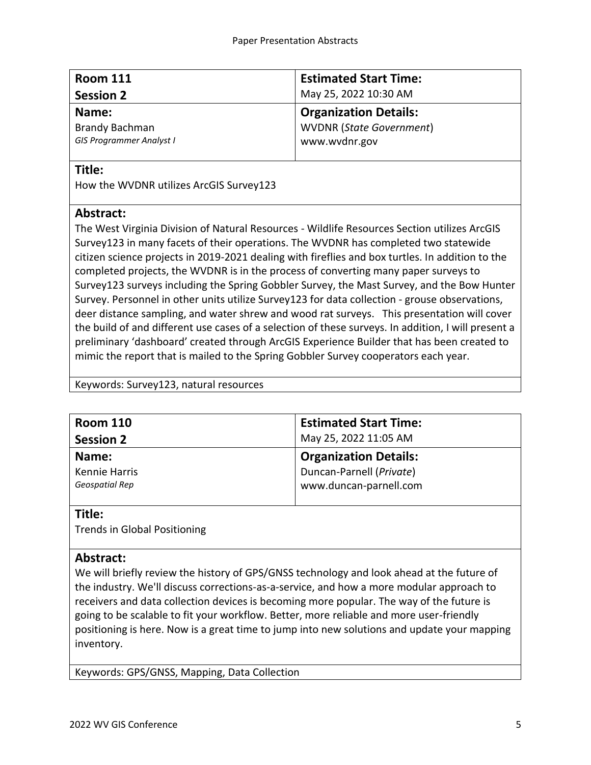| **Room 111** | **Estimated Start Time:** |
| --- | --- |
| **Session 2** | May 25, 2022 10:30 AM |
| **Name:** | **Organization Details:** |
| Brandy Bachman<br>*GIS Programmer Analyst I* | WVDNR (*State Government*)<br>www.wvdnr.gov |

**Title:**

How the WVDNR utilizes ArcGIS Survey123

**Abstract:**

The West Virginia Division of Natural Resources - Wildlife Resources Section utilizes ArcGIS Survey123 in many facets of their operations. The WVDNR has completed two statewide citizen science projects in 2019-2021 dealing with fireflies and box turtles. In addition to the completed projects, the WVDNR is in the process of converting many paper surveys to Survey123 surveys including the Spring Gobbler Survey, the Mast Survey, and the Bow Hunter Survey. Personnel in other units utilize Survey123 for data collection - grouse observations, deer distance sampling, and water shrew and wood rat surveys. This presentation will cover the build of and different use cases of a selection of these surveys. In addition, I will present a preliminary 'dashboard' created through ArcGIS Experience Builder that has been created to mimic the report that is mailed to the Spring Gobbler Survey cooperators each year.

Keywords: Survey123, natural resources

| **Room 110** | **Estimated Start Time:** |
| --- | --- |
| **Session 2** | May 25, 2022 11:05 AM |
| **Name:** | **Organization Details:** |
| Kennie Harris<br>*Geospatial Rep* | Duncan-Parnell (*Private*)<br>www.duncan-parnell.com |

**Title:**

Trends in Global Positioning

**Abstract:**

We will briefly review the history of GPS/GNSS technology and look ahead at the future of the industry. We'll discuss corrections-as-a-service, and how a more modular approach to receivers and data collection devices is becoming more popular. The way of the future is going to be scalable to fit your workflow. Better, more reliable and more user-friendly positioning is here. Now is a great time to jump into new solutions and update your mapping inventory.

Keywords: GPS/GNSS, Mapping, Data Collection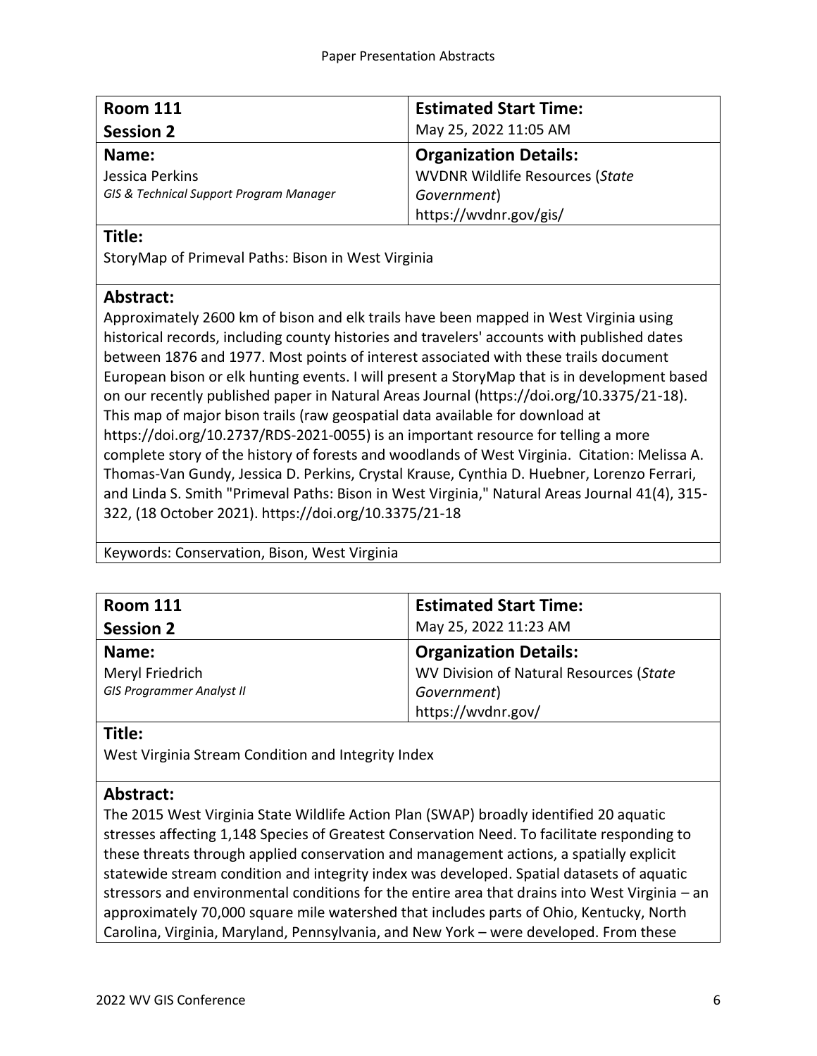| **Room 111** **Session 2** | **Estimated Start Time:** May 25, 2022 11:05 AM |
|---|---|
| **Name:** Jessica Perkins *GIS & Technical Support Program Manager* | **Organization Details:** WVDNR Wildlife Resources (*State Government*) https://wvdnr.gov/gis/ |

**Title:**

StoryMap of Primeval Paths: Bison in West Virginia

**Abstract:**

Approximately 2600 km of bison and elk trails have been mapped in West Virginia using historical records, including county histories and travelers' accounts with published dates between 1876 and 1977. Most points of interest associated with these trails document European bison or elk hunting events. I will present a StoryMap that is in development based on our recently published paper in Natural Areas Journal (https://doi.org/10.3375/21-18). This map of major bison trails (raw geospatial data available for download at https://doi.org/10.2737/RDS-2021-0055) is an important resource for telling a more complete story of the history of forests and woodlands of West Virginia. Citation: Melissa A. Thomas-Van Gundy, Jessica D. Perkins, Crystal Krause, Cynthia D. Huebner, Lorenzo Ferrari, and Linda S. Smith "Primeval Paths: Bison in West Virginia," Natural Areas Journal 41(4), 315-322, (18 October 2021). https://doi.org/10.3375/21-18

Keywords: Conservation, Bison, West Virginia

| **Room 111** **Session 2** | **Estimated Start Time:** May 25, 2022 11:23 AM |
|---|---|
| **Name:** Meryl Friedrich *GIS Programmer Analyst II* | **Organization Details:** WV Division of Natural Resources (*State Government*) https://wvdnr.gov/ |

**Title:**

West Virginia Stream Condition and Integrity Index

**Abstract:**

The 2015 West Virginia State Wildlife Action Plan (SWAP) broadly identified 20 aquatic stresses affecting 1,148 Species of Greatest Conservation Need. To facilitate responding to these threats through applied conservation and management actions, a spatially explicit statewide stream condition and integrity index was developed. Spatial datasets of aquatic stressors and environmental conditions for the entire area that drains into West Virginia – an approximately 70,000 square mile watershed that includes parts of Ohio, Kentucky, North Carolina, Virginia, Maryland, Pennsylvania, and New York – were developed. From these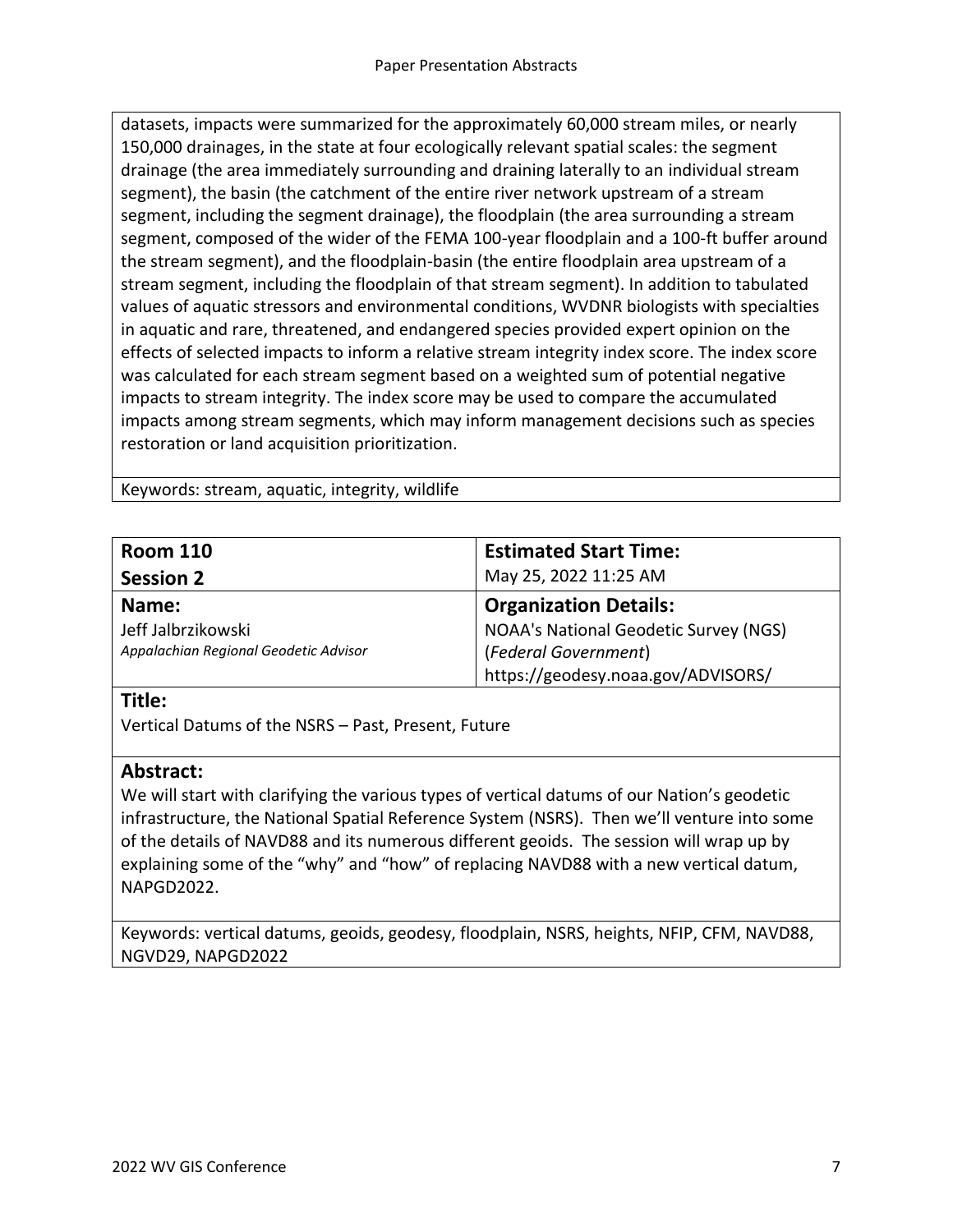datasets, impacts were summarized for the approximately 60,000 stream miles, or nearly 150,000 drainages, in the state at four ecologically relevant spatial scales: the segment drainage (the area immediately surrounding and draining laterally to an individual stream segment), the basin (the catchment of the entire river network upstream of a stream segment, including the segment drainage), the floodplain (the area surrounding a stream segment, composed of the wider of the FEMA 100-year floodplain and a 100-ft buffer around the stream segment), and the floodplain-basin (the entire floodplain area upstream of a stream segment, including the floodplain of that stream segment). In addition to tabulated values of aquatic stressors and environmental conditions, WVDNR biologists with specialties in aquatic and rare, threatened, and endangered species provided expert opinion on the effects of selected impacts to inform a relative stream integrity index score. The index score was calculated for each stream segment based on a weighted sum of potential negative impacts to stream integrity. The index score may be used to compare the accumulated impacts among stream segments, which may inform management decisions such as species restoration or land acquisition prioritization.

Keywords: stream, aquatic, integrity, wildlife

| **Room 110**<br>**Session 2** | **Estimated Start Time:**<br>May 25, 2022 11:25 AM |
|---|---|
| **Name:**<br>Jeff Jalbrzikowski<br>*Appalachian Regional Geodetic Advisor* | **Organization Details:**<br>NOAA's National Geodetic Survey (NGS)<br>(*Federal Government*)<br>https://geodesy.noaa.gov/ADVISORS/ |

### Title:

Vertical Datums of the NSRS – Past, Present, Future

### Abstract:

We will start with clarifying the various types of vertical datums of our Nation's geodetic infrastructure, the National Spatial Reference System (NSRS). Then we'll venture into some of the details of NAVD88 and its numerous different geoids. The session will wrap up by explaining some of the "why" and "how" of replacing NAVD88 with a new vertical datum, NAPGD2022.

Keywords: vertical datums, geoids, geodesy, floodplain, NSRS, heights, NFIP, CFM, NAVD88, NGVD29, NAPGD2022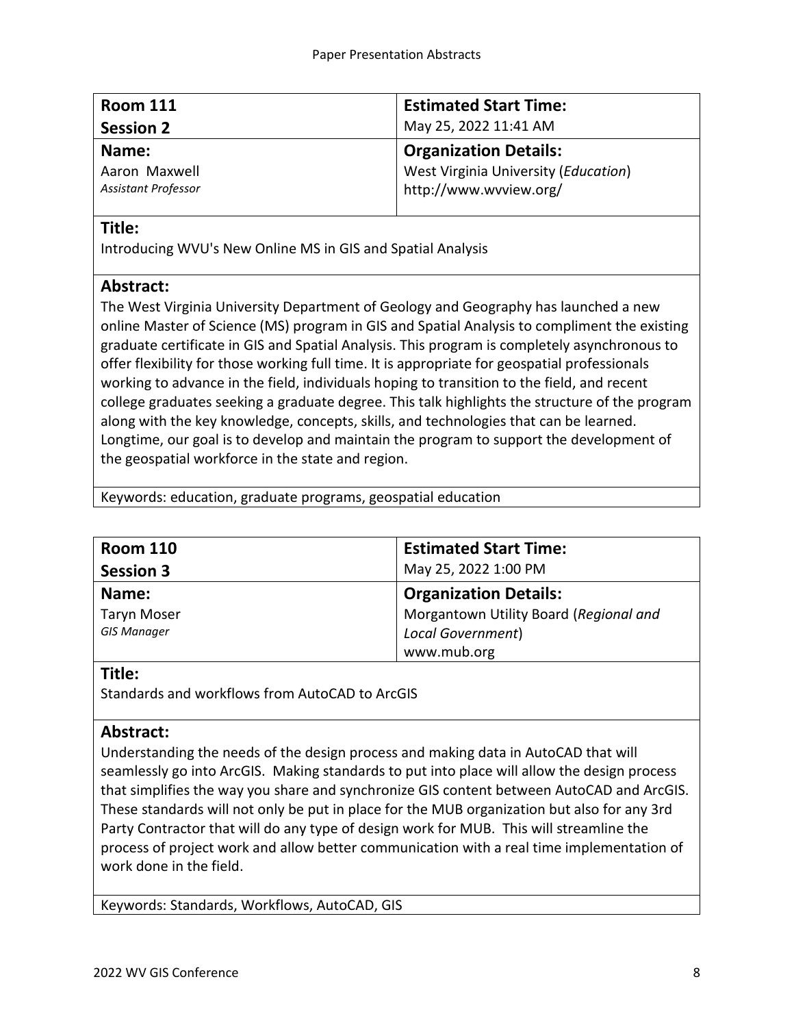| **Room 111**<br>**Session 2** | **Estimated Start Time:**<br>May 25, 2022 11:41 AM |
|---|---|
| **Name:**<br>Aaron Maxwell<br>*Assistant Professor* | **Organization Details:**<br>West Virginia University (*Education*)<br>http://www.wvview.org/ |

**Title:**

Introducing WVU's New Online MS in GIS and Spatial Analysis

**Abstract:**

The West Virginia University Department of Geology and Geography has launched a new online Master of Science (MS) program in GIS and Spatial Analysis to compliment the existing graduate certificate in GIS and Spatial Analysis. This program is completely asynchronous to offer flexibility for those working full time. It is appropriate for geospatial professionals working to advance in the field, individuals hoping to transition to the field, and recent college graduates seeking a graduate degree. This talk highlights the structure of the program along with the key knowledge, concepts, skills, and technologies that can be learned. Longtime, our goal is to develop and maintain the program to support the development of the geospatial workforce in the state and region.

Keywords: education, graduate programs, geospatial education

| **Room 110**<br>**Session 3** | **Estimated Start Time:**<br>May 25, 2022 1:00 PM |
|---|---|
| **Name:**<br>Taryn Moser<br>*GIS Manager* | **Organization Details:**<br>Morgantown Utility Board (*Regional and Local Government*)<br>www.mub.org |

**Title:**

Standards and workflows from AutoCAD to ArcGIS

**Abstract:**

Understanding the needs of the design process and making data in AutoCAD that will seamlessly go into ArcGIS. Making standards to put into place will allow the design process that simplifies the way you share and synchronize GIS content between AutoCAD and ArcGIS. These standards will not only be put in place for the MUB organization but also for any 3rd Party Contractor that will do any type of design work for MUB. This will streamline the process of project work and allow better communication with a real time implementation of work done in the field.

Keywords: Standards, Workflows, AutoCAD, GIS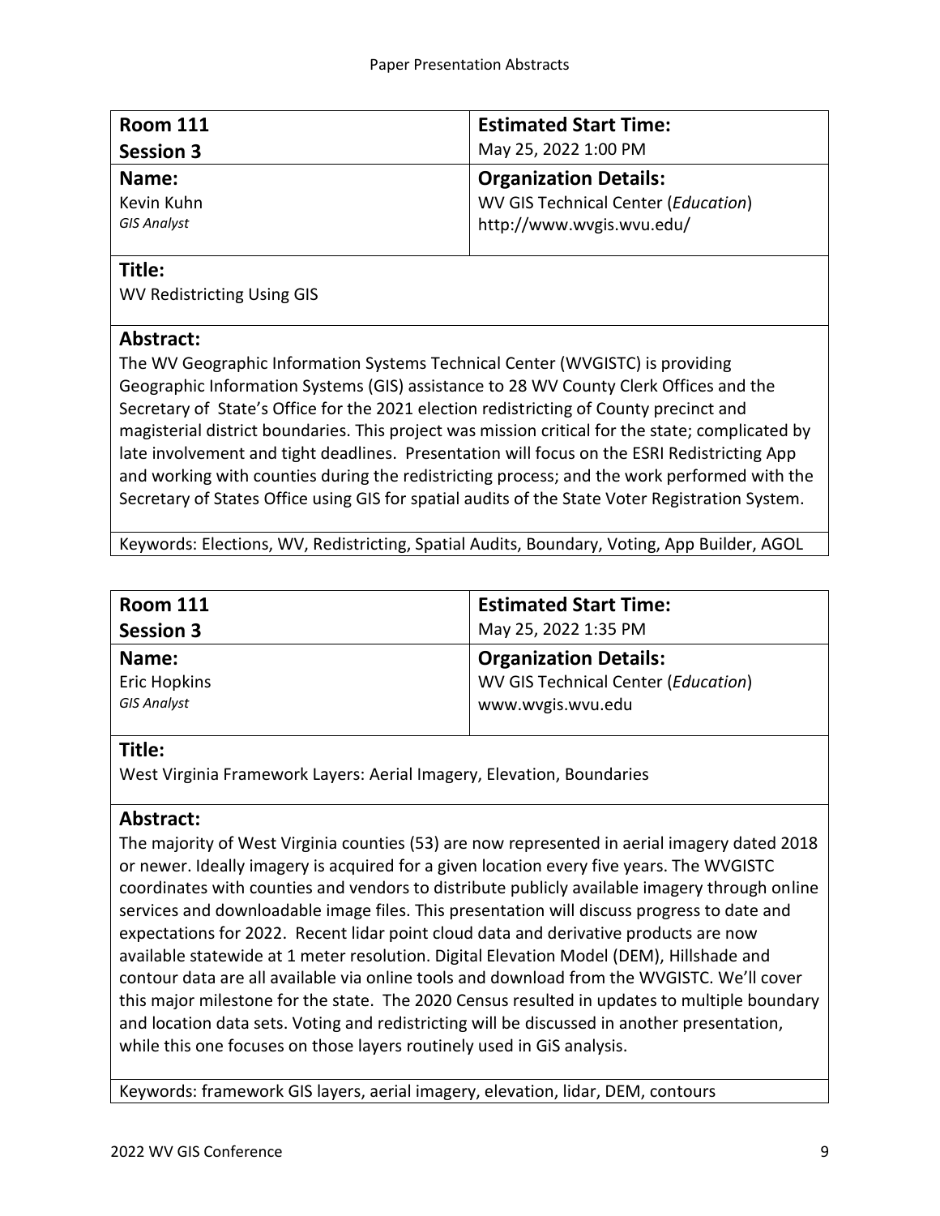| **Room 111**<br>**Session 3** | **Estimated Start Time:**<br>May 25, 2022 1:00 PM |
|---|---|
| **Name:**<br>Kevin Kuhn<br>*GIS Analyst* | **Organization Details:**<br>WV GIS Technical Center (*Education*)<br>http://www.wvgis.wvu.edu/ |

**Title:**

WV Redistricting Using GIS

**Abstract:**

The WV Geographic Information Systems Technical Center (WVGISTC) is providing Geographic Information Systems (GIS) assistance to 28 WV County Clerk Offices and the Secretary of State's Office for the 2021 election redistricting of County precinct and magisterial district boundaries. This project was mission critical for the state; complicated by late involvement and tight deadlines. Presentation will focus on the ESRI Redistricting App and working with counties during the redistricting process; and the work performed with the Secretary of States Office using GIS for spatial audits of the State Voter Registration System.

Keywords: Elections, WV, Redistricting, Spatial Audits, Boundary, Voting, App Builder, AGOL

| **Room 111**<br>**Session 3** | **Estimated Start Time:**<br>May 25, 2022 1:35 PM |
|---|---|
| **Name:**<br>Eric Hopkins<br>*GIS Analyst* | **Organization Details:**<br>WV GIS Technical Center (*Education*)<br>www.wvgis.wvu.edu |

**Title:**

West Virginia Framework Layers: Aerial Imagery, Elevation, Boundaries

**Abstract:**

The majority of West Virginia counties (53) are now represented in aerial imagery dated 2018 or newer. Ideally imagery is acquired for a given location every five years. The WVGISTC coordinates with counties and vendors to distribute publicly available imagery through online services and downloadable image files. This presentation will discuss progress to date and expectations for 2022. Recent lidar point cloud data and derivative products are now available statewide at 1 meter resolution. Digital Elevation Model (DEM), Hillshade and contour data are all available via online tools and download from the WVGISTC. We'll cover this major milestone for the state. The 2020 Census resulted in updates to multiple boundary and location data sets. Voting and redistricting will be discussed in another presentation, while this one focuses on those layers routinely used in GiS analysis.

Keywords: framework GIS layers, aerial imagery, elevation, lidar, DEM, contours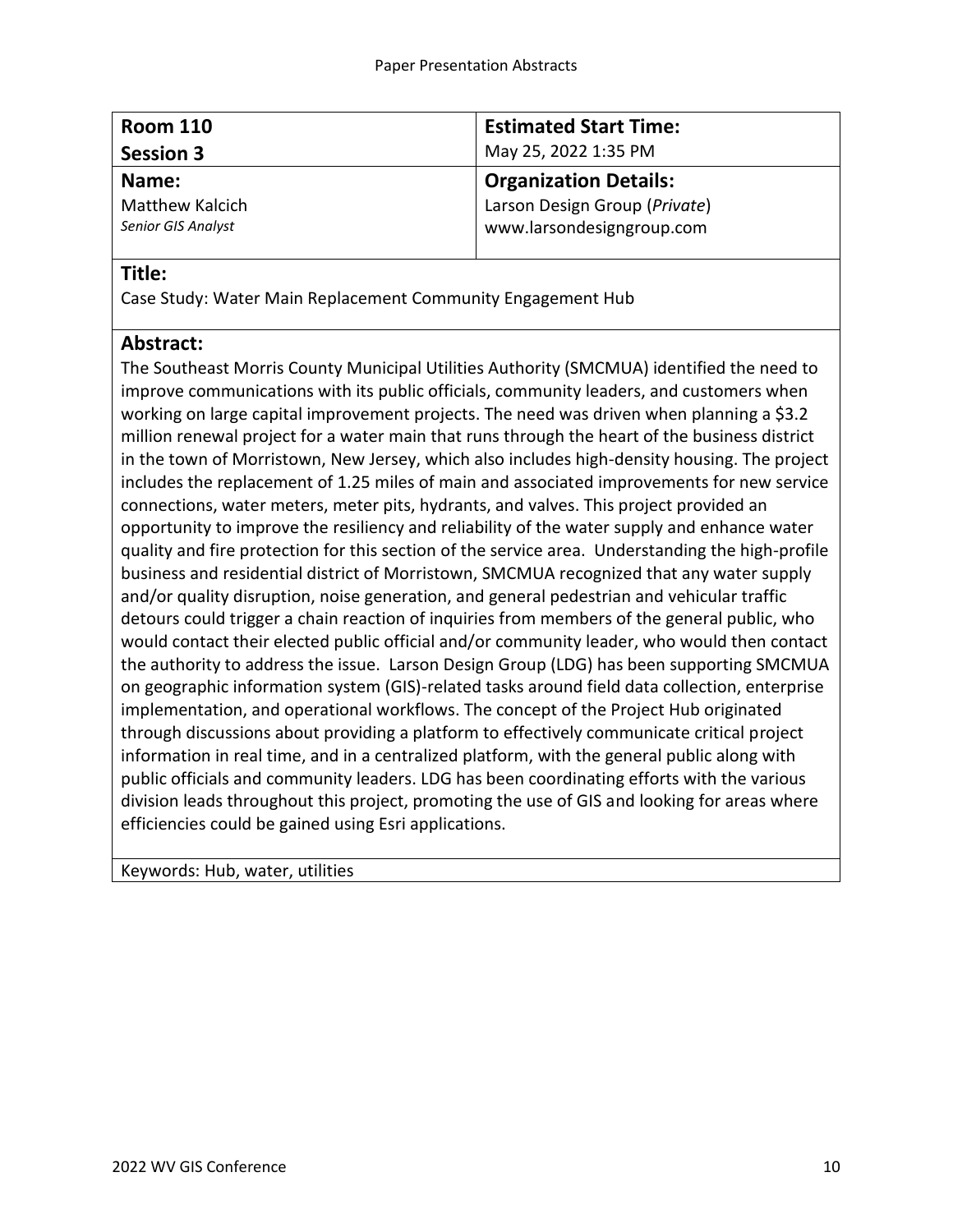| **Room 110**<br>**Session 3** | **Estimated Start Time:**<br>May 25, 2022 1:35 PM |
| --- | --- |
| **Name:**<br>Matthew Kalcich<br>*Senior GIS Analyst* | **Organization Details:**<br>Larson Design Group (*Private*)<br>www.larsondesigngroup.com |

**Title:**

Case Study: Water Main Replacement Community Engagement Hub

**Abstract:**

The Southeast Morris County Municipal Utilities Authority (SMCMUA) identified the need to improve communications with its public officials, community leaders, and customers when working on large capital improvement projects. The need was driven when planning a $3.2 million renewal project for a water main that runs through the heart of the business district in the town of Morristown, New Jersey, which also includes high-density housing. The project includes the replacement of 1.25 miles of main and associated improvements for new service connections, water meters, meter pits, hydrants, and valves. This project provided an opportunity to improve the resiliency and reliability of the water supply and enhance water quality and fire protection for this section of the service area. Understanding the high-profile business and residential district of Morristown, SMCMUA recognized that any water supply and/or quality disruption, noise generation, and general pedestrian and vehicular traffic detours could trigger a chain reaction of inquiries from members of the general public, who would contact their elected public official and/or community leader, who would then contact the authority to address the issue. Larson Design Group (LDG) has been supporting SMCMUA on geographic information system (GIS)-related tasks around field data collection, enterprise implementation, and operational workflows. The concept of the Project Hub originated through discussions about providing a platform to effectively communicate critical project information in real time, and in a centralized platform, with the general public along with public officials and community leaders. LDG has been coordinating efforts with the various division leads throughout this project, promoting the use of GIS and looking for areas where efficiencies could be gained using Esri applications.

Keywords: Hub, water, utilities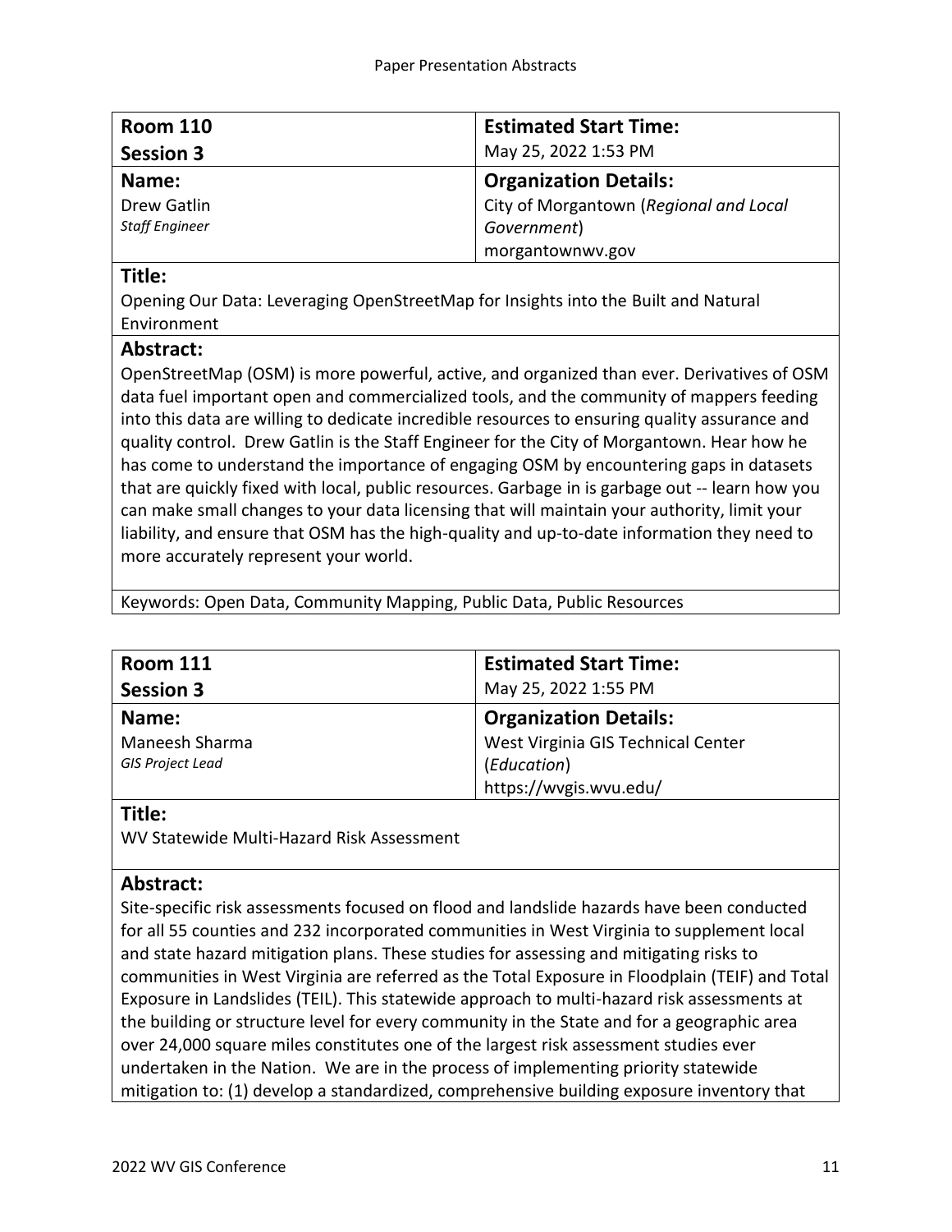| **Room 110**<br>**Session 3** | **Estimated Start Time:**<br>May 25, 2022 1:53 PM |
|---|---|
| **Name:**<br>Drew Gatlin<br>*Staff Engineer* | **Organization Details:**<br>City of Morgantown (*Regional and Local Government*)<br>morgantownwv.gov |

**Title:**

Opening Our Data: Leveraging OpenStreetMap for Insights into the Built and Natural Environment

**Abstract:**

OpenStreetMap (OSM) is more powerful, active, and organized than ever. Derivatives of OSM data fuel important open and commercialized tools, and the community of mappers feeding into this data are willing to dedicate incredible resources to ensuring quality assurance and quality control. Drew Gatlin is the Staff Engineer for the City of Morgantown. Hear how he has come to understand the importance of engaging OSM by encountering gaps in datasets that are quickly fixed with local, public resources. Garbage in is garbage out -- learn how you can make small changes to your data licensing that will maintain your authority, limit your liability, and ensure that OSM has the high-quality and up-to-date information they need to more accurately represent your world.

Keywords: Open Data, Community Mapping, Public Data, Public Resources

| **Room 111**<br>**Session 3** | **Estimated Start Time:**<br>May 25, 2022 1:55 PM |
|---|---|
| **Name:**<br>Maneesh Sharma<br>*GIS Project Lead* | **Organization Details:**<br>West Virginia GIS Technical Center (*Education*)<br>https://wvgis.wvu.edu/ |

**Title:**

WV Statewide Multi-Hazard Risk Assessment

**Abstract:**

Site-specific risk assessments focused on flood and landslide hazards have been conducted for all 55 counties and 232 incorporated communities in West Virginia to supplement local and state hazard mitigation plans. These studies for assessing and mitigating risks to communities in West Virginia are referred as the Total Exposure in Floodplain (TEIF) and Total Exposure in Landslides (TEIL). This statewide approach to multi-hazard risk assessments at the building or structure level for every community in the State and for a geographic area over 24,000 square miles constitutes one of the largest risk assessment studies ever undertaken in the Nation. We are in the process of implementing priority statewide mitigation to: (1) develop a standardized, comprehensive building exposure inventory that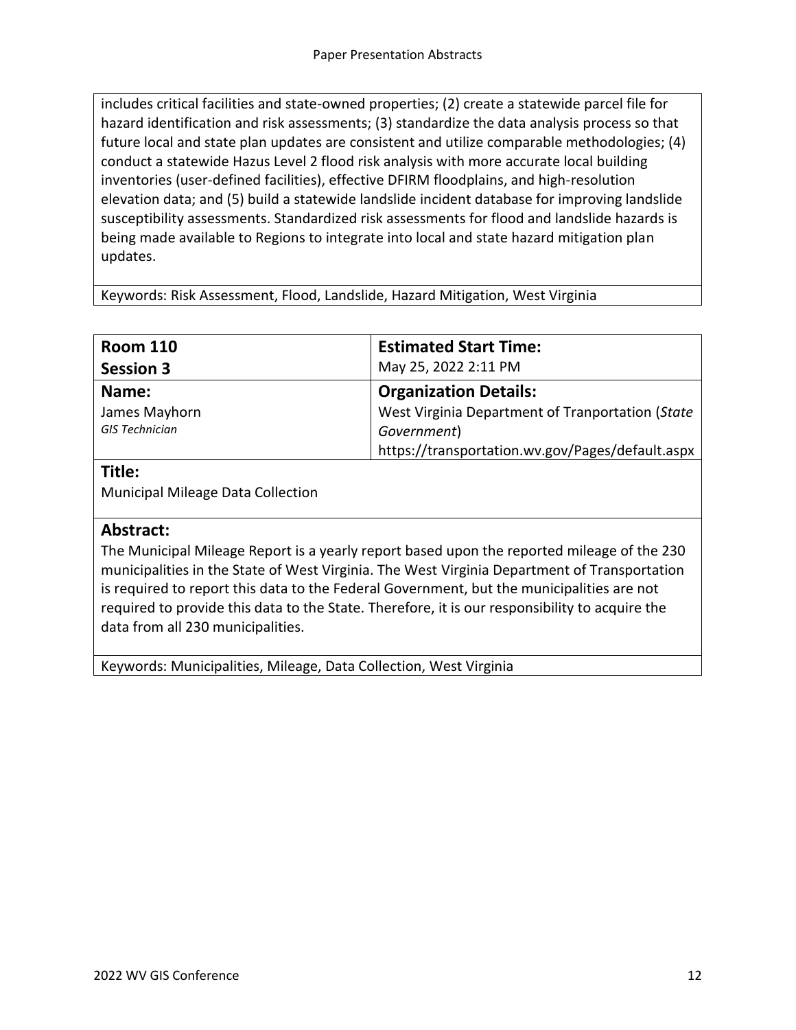includes critical facilities and state-owned properties; (2) create a statewide parcel file for hazard identification and risk assessments; (3) standardize the data analysis process so that future local and state plan updates are consistent and utilize comparable methodologies; (4) conduct a statewide Hazus Level 2 flood risk analysis with more accurate local building inventories (user-defined facilities), effective DFIRM floodplains, and high-resolution elevation data; and (5) build a statewide landslide incident database for improving landslide susceptibility assessments. Standardized risk assessments for flood and landslide hazards is being made available to Regions to integrate into local and state hazard mitigation plan updates.

Keywords: Risk Assessment, Flood, Landslide, Hazard Mitigation, West Virginia

| **Room 110**<br>**Session 3** | **Estimated Start Time:**<br>May 25, 2022 2:11 PM |
|---|---|
| **Name:**<br>James Mayhorn<br>*GIS Technician* | **Organization Details:**<br>West Virginia Department of Tranportation (*State Government*)<br>https://transportation.wv.gov/Pages/default.aspx |

**Title:**

Municipal Mileage Data Collection

**Abstract:**

The Municipal Mileage Report is a yearly report based upon the reported mileage of the 230 municipalities in the State of West Virginia. The West Virginia Department of Transportation is required to report this data to the Federal Government, but the municipalities are not required to provide this data to the State. Therefore, it is our responsibility to acquire the data from all 230 municipalities.

Keywords: Municipalities, Mileage, Data Collection, West Virginia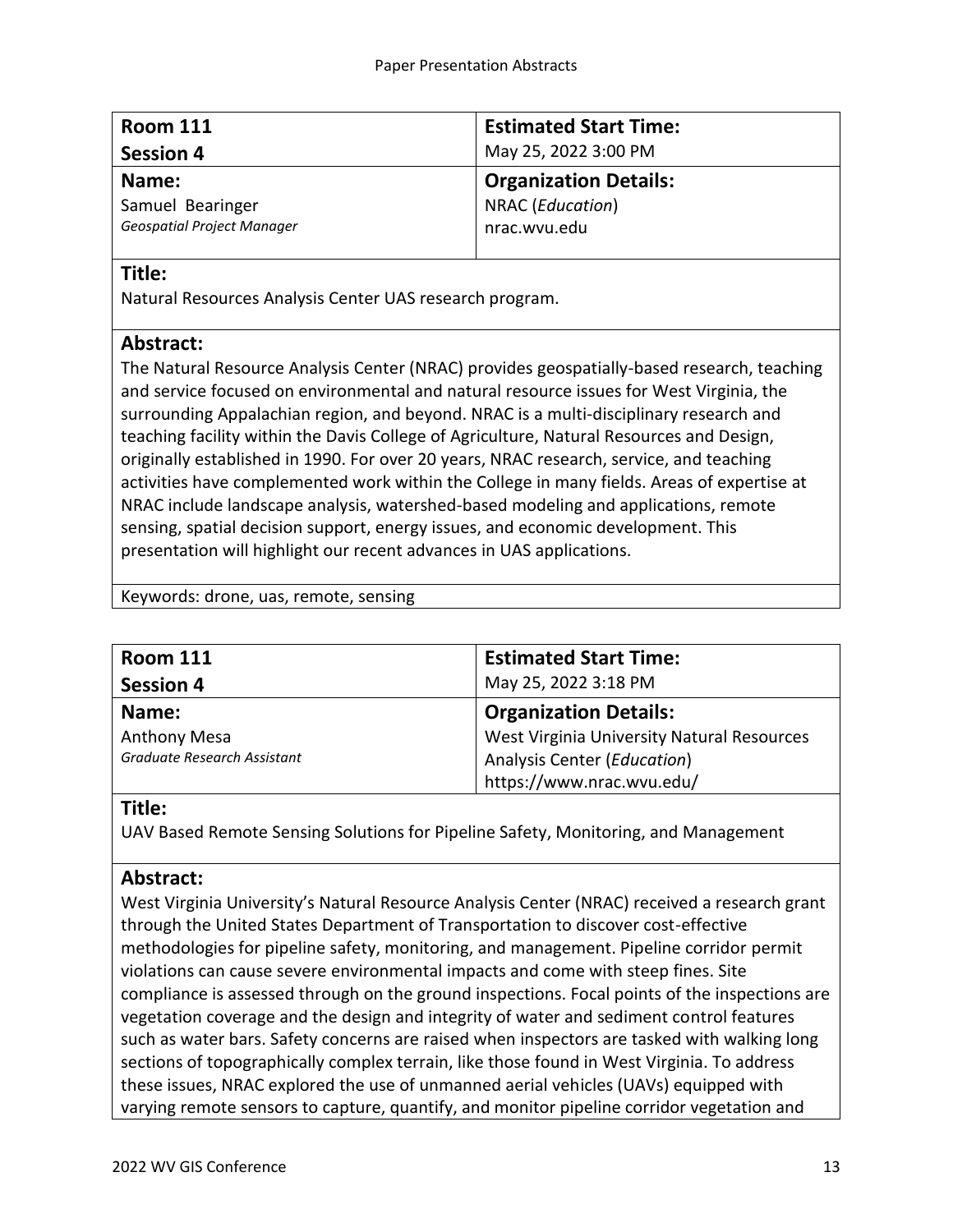| **Room 111**<br>**Session 4** | **Estimated Start Time:**<br>May 25, 2022 3:00 PM |
|---|---|
| **Name:**<br>Samuel Bearinger<br>*Geospatial Project Manager* | **Organization Details:**<br>NRAC (*Education*)<br>nrac.wvu.edu |

**Title:**

Natural Resources Analysis Center UAS research program.

**Abstract:**

The Natural Resource Analysis Center (NRAC) provides geospatially-based research, teaching and service focused on environmental and natural resource issues for West Virginia, the surrounding Appalachian region, and beyond. NRAC is a multi-disciplinary research and teaching facility within the Davis College of Agriculture, Natural Resources and Design, originally established in 1990. For over 20 years, NRAC research, service, and teaching activities have complemented work within the College in many fields. Areas of expertise at NRAC include landscape analysis, watershed-based modeling and applications, remote sensing, spatial decision support, energy issues, and economic development. This presentation will highlight our recent advances in UAS applications.

Keywords: drone, uas, remote, sensing

| **Room 111**<br>**Session 4** | **Estimated Start Time:**<br>May 25, 2022 3:18 PM |
|---|---|
| **Name:**<br>Anthony Mesa<br>*Graduate Research Assistant* | **Organization Details:**<br>West Virginia University Natural Resources Analysis Center (*Education*)<br>https://www.nrac.wvu.edu/ |

**Title:**

UAV Based Remote Sensing Solutions for Pipeline Safety, Monitoring, and Management

**Abstract:**

West Virginia University's Natural Resource Analysis Center (NRAC) received a research grant through the United States Department of Transportation to discover cost-effective methodologies for pipeline safety, monitoring, and management. Pipeline corridor permit violations can cause severe environmental impacts and come with steep fines. Site compliance is assessed through on the ground inspections. Focal points of the inspections are vegetation coverage and the design and integrity of water and sediment control features such as water bars. Safety concerns are raised when inspectors are tasked with walking long sections of topographically complex terrain, like those found in West Virginia. To address these issues, NRAC explored the use of unmanned aerial vehicles (UAVs) equipped with varying remote sensors to capture, quantify, and monitor pipeline corridor vegetation and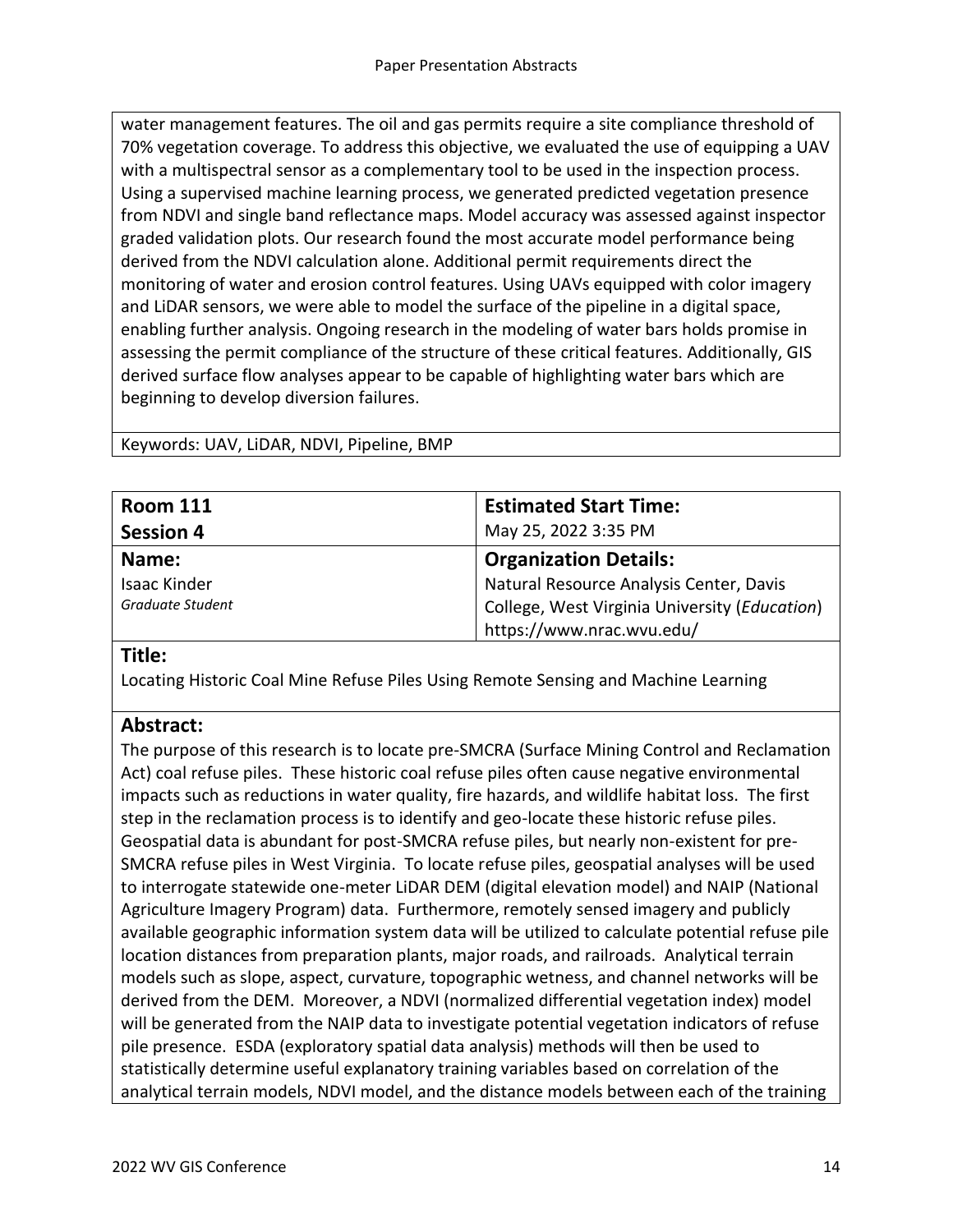water management features. The oil and gas permits require a site compliance threshold of 70% vegetation coverage. To address this objective, we evaluated the use of equipping a UAV with a multispectral sensor as a complementary tool to be used in the inspection process. Using a supervised machine learning process, we generated predicted vegetation presence from NDVI and single band reflectance maps. Model accuracy was assessed against inspector graded validation plots. Our research found the most accurate model performance being derived from the NDVI calculation alone. Additional permit requirements direct the monitoring of water and erosion control features. Using UAVs equipped with color imagery and LiDAR sensors, we were able to model the surface of the pipeline in a digital space, enabling further analysis. Ongoing research in the modeling of water bars holds promise in assessing the permit compliance of the structure of these critical features. Additionally, GIS derived surface flow analyses appear to be capable of highlighting water bars which are beginning to develop diversion failures.

Keywords: UAV, LiDAR, NDVI, Pipeline, BMP

| **Room 111** **Session 4** | **Estimated Start Time:** May 25, 2022 3:35 PM |
|---|---|
| **Name:** Isaac Kinder *Graduate Student* | **Organization Details:** Natural Resource Analysis Center, Davis College, West Virginia University (*Education*) https://www.nrac.wvu.edu/ |

**Title:**

Locating Historic Coal Mine Refuse Piles Using Remote Sensing and Machine Learning

**Abstract:**

The purpose of this research is to locate pre-SMCRA (Surface Mining Control and Reclamation Act) coal refuse piles. These historic coal refuse piles often cause negative environmental impacts such as reductions in water quality, fire hazards, and wildlife habitat loss. The first step in the reclamation process is to identify and geo-locate these historic refuse piles. Geospatial data is abundant for post-SMCRA refuse piles, but nearly non-existent for pre-SMCRA refuse piles in West Virginia. To locate refuse piles, geospatial analyses will be used to interrogate statewide one-meter LiDAR DEM (digital elevation model) and NAIP (National Agriculture Imagery Program) data. Furthermore, remotely sensed imagery and publicly available geographic information system data will be utilized to calculate potential refuse pile location distances from preparation plants, major roads, and railroads. Analytical terrain models such as slope, aspect, curvature, topographic wetness, and channel networks will be derived from the DEM. Moreover, a NDVI (normalized differential vegetation index) model will be generated from the NAIP data to investigate potential vegetation indicators of refuse pile presence. ESDA (exploratory spatial data analysis) methods will then be used to statistically determine useful explanatory training variables based on correlation of the analytical terrain models, NDVI model, and the distance models between each of the training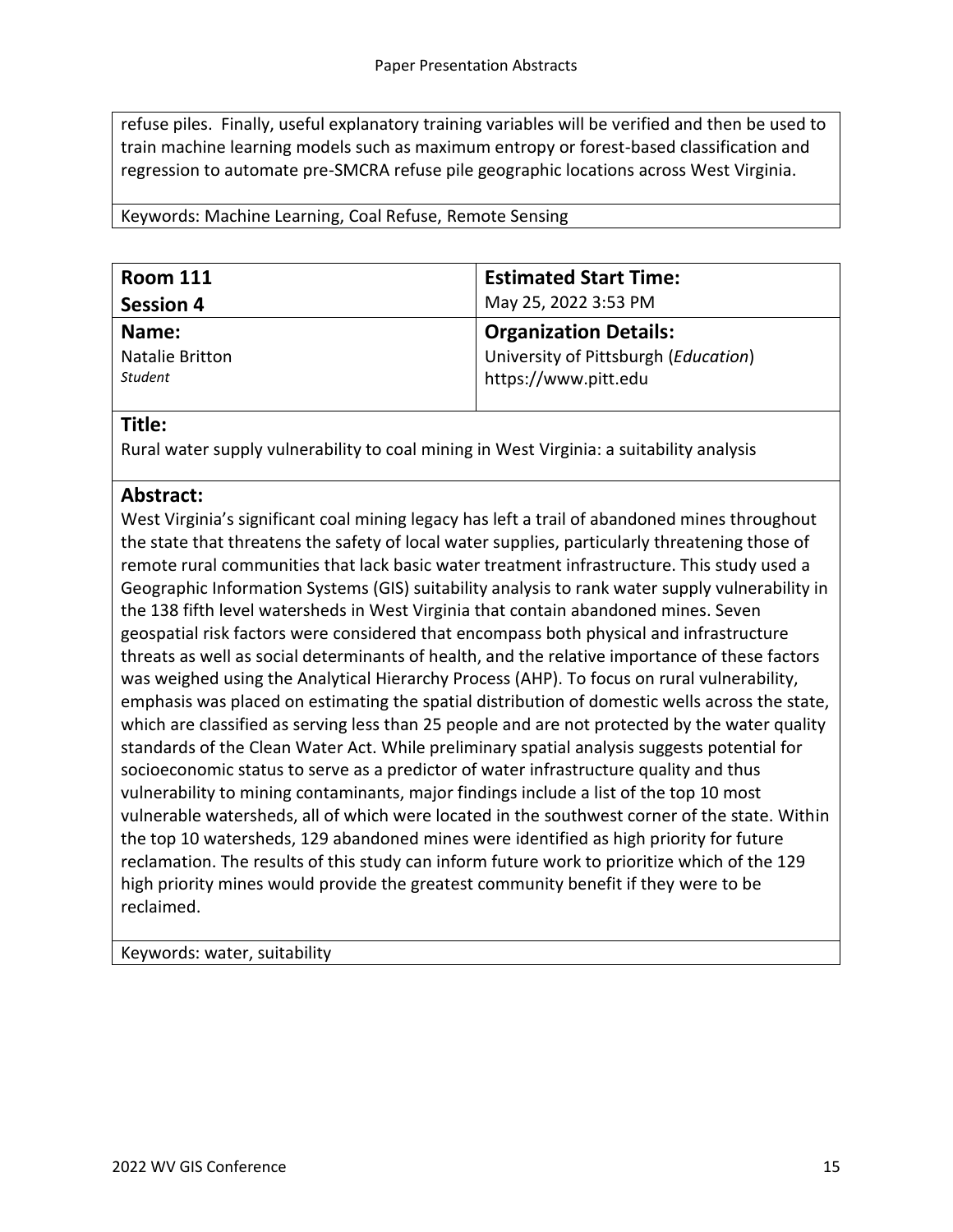refuse piles. Finally, useful explanatory training variables will be verified and then be used to train machine learning models such as maximum entropy or forest-based classification and regression to automate pre-SMCRA refuse pile geographic locations across West Virginia.

Keywords: Machine Learning, Coal Refuse, Remote Sensing

| | |
|---|---|
| **Room 111**<br>**Session 4** | **Estimated Start Time:**<br>May 25, 2022 3:53 PM |
| **Name:**<br>Natalie Britton<br>*Student* | **Organization Details:**<br>University of Pittsburgh (*Education*)<br>https://www.pitt.edu |

**Title:**

Rural water supply vulnerability to coal mining in West Virginia: a suitability analysis

**Abstract:**

West Virginia's significant coal mining legacy has left a trail of abandoned mines throughout the state that threatens the safety of local water supplies, particularly threatening those of remote rural communities that lack basic water treatment infrastructure. This study used a Geographic Information Systems (GIS) suitability analysis to rank water supply vulnerability in the 138 fifth level watersheds in West Virginia that contain abandoned mines. Seven geospatial risk factors were considered that encompass both physical and infrastructure threats as well as social determinants of health, and the relative importance of these factors was weighed using the Analytical Hierarchy Process (AHP). To focus on rural vulnerability, emphasis was placed on estimating the spatial distribution of domestic wells across the state, which are classified as serving less than 25 people and are not protected by the water quality standards of the Clean Water Act. While preliminary spatial analysis suggests potential for socioeconomic status to serve as a predictor of water infrastructure quality and thus vulnerability to mining contaminants, major findings include a list of the top 10 most vulnerable watersheds, all of which were located in the southwest corner of the state. Within the top 10 watersheds, 129 abandoned mines were identified as high priority for future reclamation. The results of this study can inform future work to prioritize which of the 129 high priority mines would provide the greatest community benefit if they were to be reclaimed.

Keywords: water, suitability